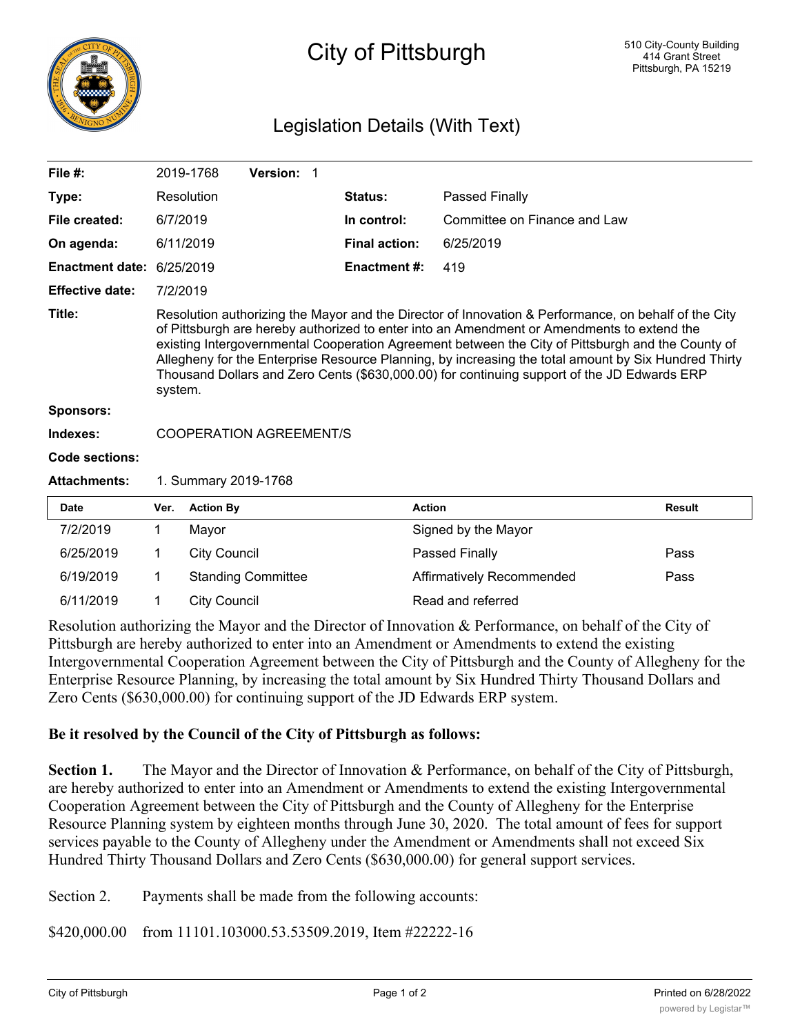# City of Pittsburgh

510 City-County Building
414 Grant Street
Pittsburgh, PA 15219

## Legislation Details (With Text)

| | | | |
|---|---|---|---|
| **File #:** | 2019-1768 **Version:** 1 | | |
| **Type:** | Resolution | **Status:** | Passed Finally |
| **File created:** | 6/7/2019 | **In control:** | Committee on Finance and Law |
| **On agenda:** | 6/11/2019 | **Final action:** | 6/25/2019 |
| **Enactment date:** | 6/25/2019 | **Enactment #:** | 419 |
| **Effective date:** | 7/2/2019 | | |

**Title:** Resolution authorizing the Mayor and the Director of Innovation & Performance, on behalf of the City of Pittsburgh are hereby authorized to enter into an Amendment or Amendments to extend the existing Intergovernmental Cooperation Agreement between the City of Pittsburgh and the County of Allegheny for the Enterprise Resource Planning, by increasing the total amount by Six Hundred Thirty Thousand Dollars and Zero Cents ($630,000.00) for continuing support of the JD Edwards ERP system.

**Sponsors:**

**Indexes:** COOPERATION AGREEMENT/S

**Code sections:**

**Attachments:** 1. Summary 2019-1768

| Date | Ver. | Action By | Action | Result |
|---|---|---|---|---|
| 7/2/2019 | 1 | Mayor | Signed by the Mayor | |
| 6/25/2019 | 1 | City Council | Passed Finally | Pass |
| 6/19/2019 | 1 | Standing Committee | Affirmatively Recommended | Pass |
| 6/11/2019 | 1 | City Council | Read and referred | |

Resolution authorizing the Mayor and the Director of Innovation & Performance, on behalf of the City of Pittsburgh are hereby authorized to enter into an Amendment or Amendments to extend the existing Intergovernmental Cooperation Agreement between the City of Pittsburgh and the County of Allegheny for the Enterprise Resource Planning, by increasing the total amount by Six Hundred Thirty Thousand Dollars and Zero Cents ($630,000.00) for continuing support of the JD Edwards ERP system.

**Be it resolved by the Council of the City of Pittsburgh as follows:**

**Section 1.** The Mayor and the Director of Innovation & Performance, on behalf of the City of Pittsburgh, are hereby authorized to enter into an Amendment or Amendments to extend the existing Intergovernmental Cooperation Agreement between the City of Pittsburgh and the County of Allegheny for the Enterprise Resource Planning system by eighteen months through June 30, 2020. The total amount of fees for support services payable to the County of Allegheny under the Amendment or Amendments shall not exceed Six Hundred Thirty Thousand Dollars and Zero Cents ($630,000.00) for general support services.

Section 2. Payments shall be made from the following accounts:

$420,000.00 from 11101.103000.53.53509.2019, Item #22222-16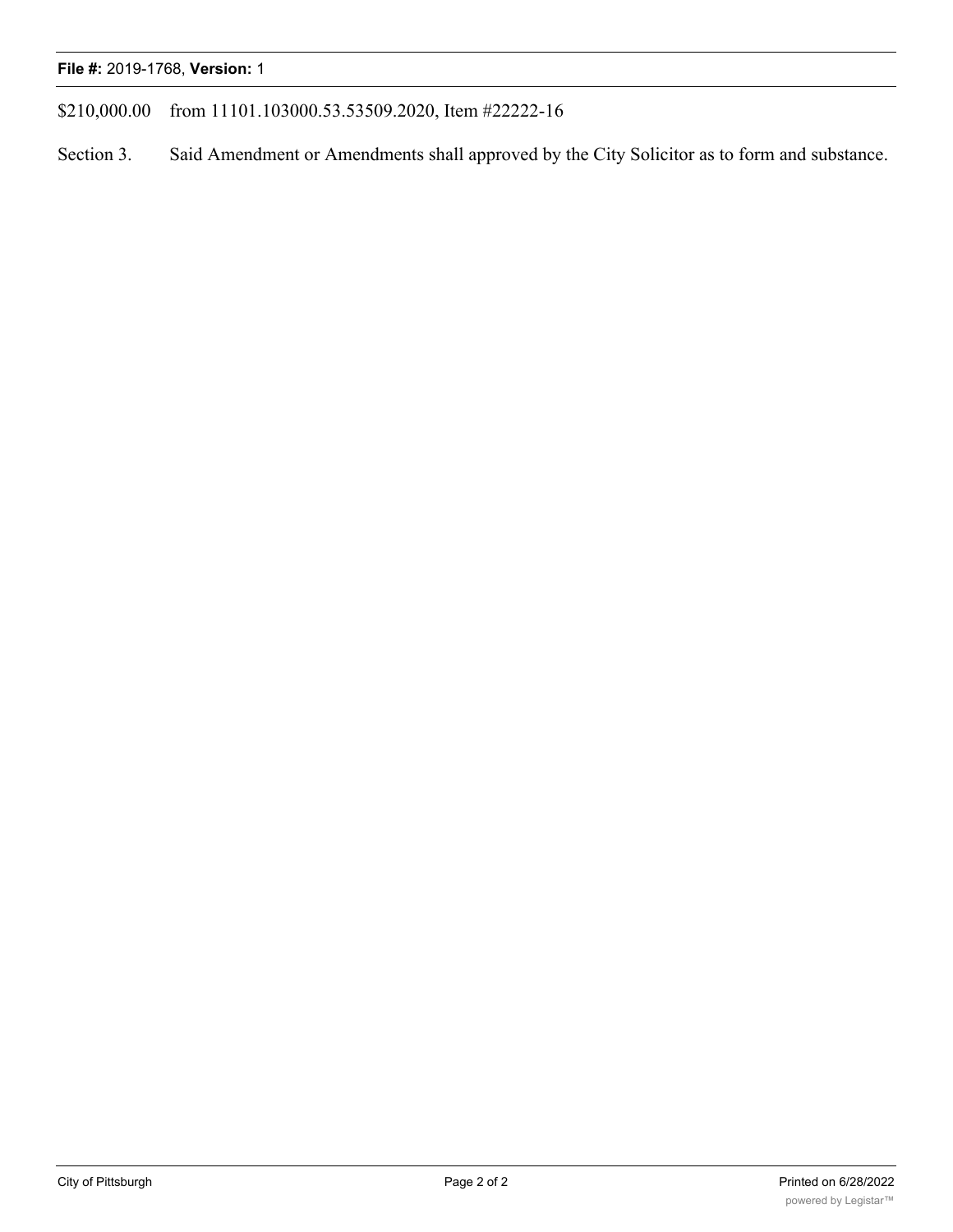$210,000.00 from 11101.103000.53.53509.2020, Item #22222-16

Section 3. Said Amendment or Amendments shall approved by the City Solicitor as to form and substance.